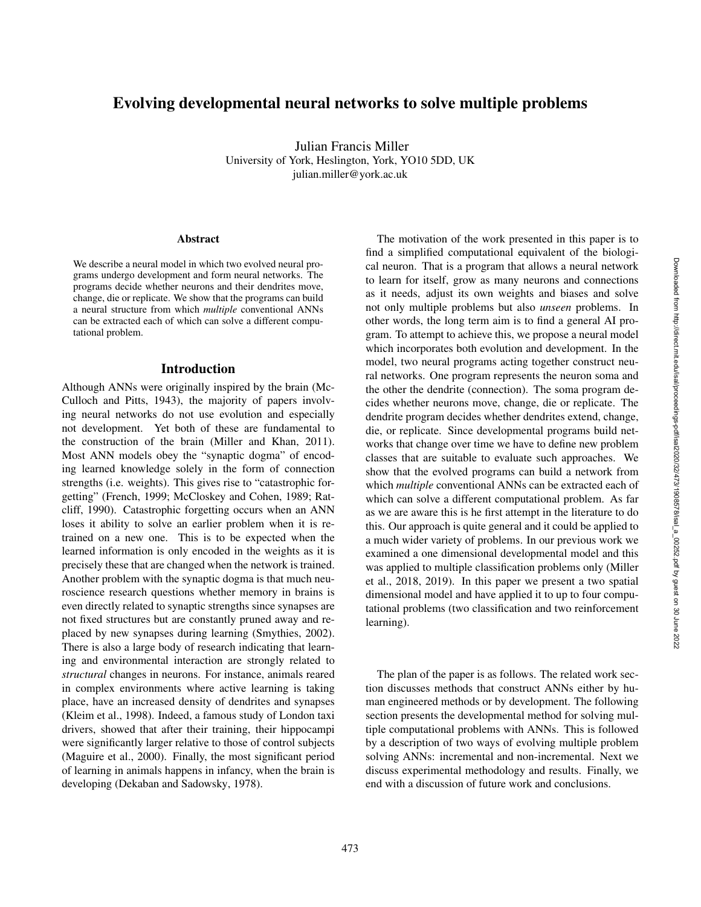# Evolving developmental neural networks to solve multiple problems

Julian Francis Miller
University of York, Heslington, York, YO10 5DD, UK
julian.miller@york.ac.uk

## Abstract

We describe a neural model in which two evolved neural programs undergo development and form neural networks. The programs decide whether neurons and their dendrites move, change, die or replicate. We show that the programs can build a neural structure from which *multiple* conventional ANNs can be extracted each of which can solve a different computational problem.

## Introduction

Although ANNs were originally inspired by the brain (McCulloch and Pitts, 1943), the majority of papers involving neural networks do not use evolution and especially not development. Yet both of these are fundamental to the construction of the brain (Miller and Khan, 2011). Most ANN models obey the "synaptic dogma" of encoding learned knowledge solely in the form of connection strengths (i.e. weights). This gives rise to "catastrophic forgetting" (French, 1999; McCloskey and Cohen, 1989; Ratcliff, 1990). Catastrophic forgetting occurs when an ANN loses it ability to solve an earlier problem when it is retrained on a new one. This is to be expected when the learned information is only encoded in the weights as it is precisely these that are changed when the network is trained. Another problem with the synaptic dogma is that much neuroscience research questions whether memory in brains is even directly related to synaptic strengths since synapses are not fixed structures but are constantly pruned away and replaced by new synapses during learning (Smythies, 2002). There is also a large body of research indicating that learning and environmental interaction are strongly related to *structural* changes in neurons. For instance, animals reared in complex environments where active learning is taking place, have an increased density of dendrites and synapses (Kleim et al., 1998). Indeed, a famous study of London taxi drivers, showed that after their training, their hippocampi were significantly larger relative to those of control subjects (Maguire et al., 2000). Finally, the most significant period of learning in animals happens in infancy, when the brain is developing (Dekaban and Sadowsky, 1978).

The motivation of the work presented in this paper is to find a simplified computational equivalent of the biological neuron. That is a program that allows a neural network to learn for itself, grow as many neurons and connections as it needs, adjust its own weights and biases and solve not only multiple problems but also *unseen* problems. In other words, the long term aim is to find a general AI program. To attempt to achieve this, we propose a neural model which incorporates both evolution and development. In the model, two neural programs acting together construct neural networks. One program represents the neuron soma and the other the dendrite (connection). The soma program decides whether neurons move, change, die or replicate. The dendrite program decides whether dendrites extend, change, die, or replicate. Since developmental programs build networks that change over time we have to define new problem classes that are suitable to evaluate such approaches. We show that the evolved programs can build a network from which *multiple* conventional ANNs can be extracted each of which can solve a different computational problem. As far as we are aware this is he first attempt in the literature to do this. Our approach is quite general and it could be applied to a much wider variety of problems. In our previous work we examined a one dimensional developmental model and this was applied to multiple classification problems only (Miller et al., 2018, 2019). In this paper we present a two spatial dimensional model and have applied it to up to four computational problems (two classification and two reinforcement learning).

The plan of the paper is as follows. The related work section discusses methods that construct ANNs either by human engineered methods or by development. The following section presents the developmental method for solving multiple computational problems with ANNs. This is followed by a description of two ways of evolving multiple problem solving ANNs: incremental and non-incremental. Next we discuss experimental methodology and results. Finally, we end with a discussion of future work and conclusions.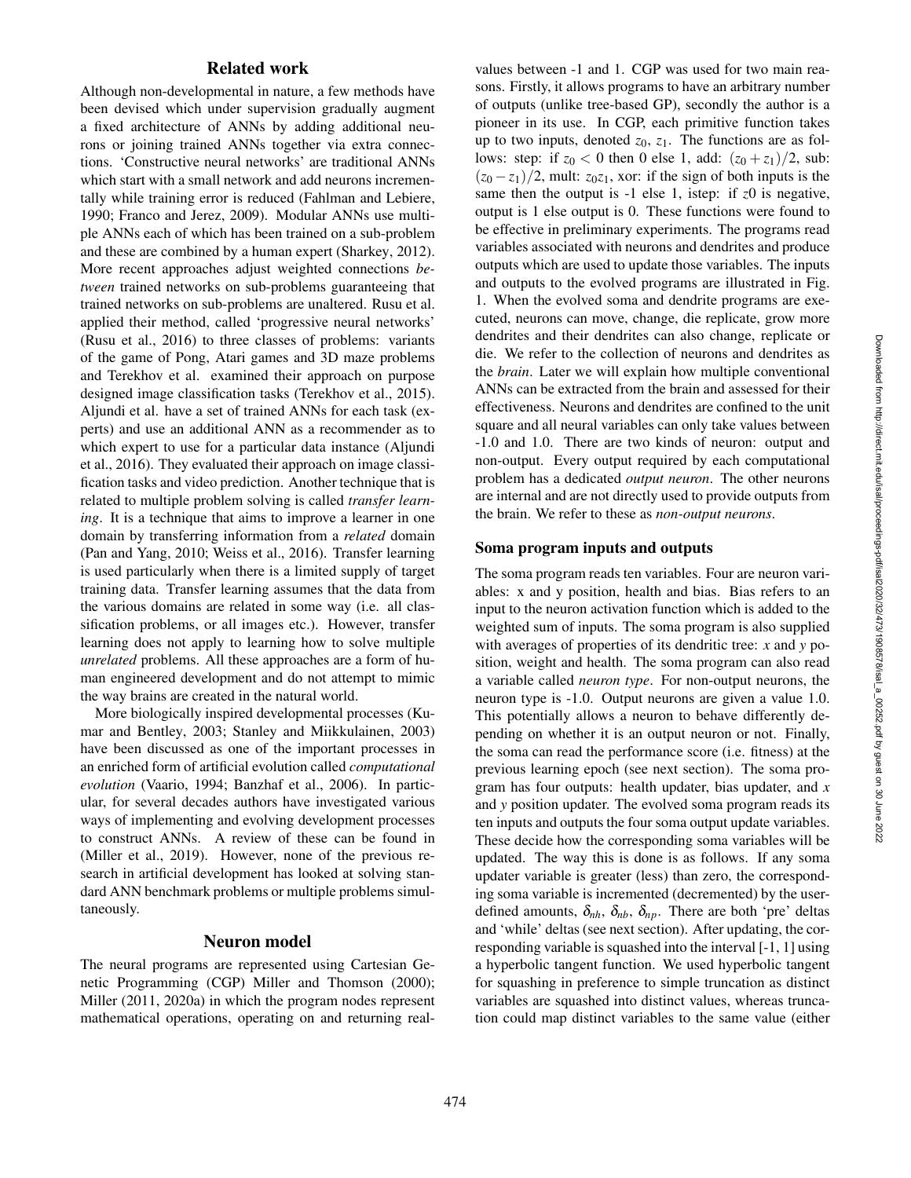## Related work

Although non-developmental in nature, a few methods have been devised which under supervision gradually augment a fixed architecture of ANNs by adding additional neurons or joining trained ANNs together via extra connections. 'Constructive neural networks' are traditional ANNs which start with a small network and add neurons incrementally while training error is reduced (Fahlman and Lebiere, 1990; Franco and Jerez, 2009). Modular ANNs use multiple ANNs each of which has been trained on a sub-problem and these are combined by a human expert (Sharkey, 2012). More recent approaches adjust weighted connections *between* trained networks on sub-problems guaranteeing that trained networks on sub-problems are unaltered. Rusu et al. applied their method, called 'progressive neural networks' (Rusu et al., 2016) to three classes of problems: variants of the game of Pong, Atari games and 3D maze problems and Terekhov et al. examined their approach on purpose designed image classification tasks (Terekhov et al., 2015). Aljundi et al. have a set of trained ANNs for each task (experts) and use an additional ANN as a recommender as to which expert to use for a particular data instance (Aljundi et al., 2016). They evaluated their approach on image classification tasks and video prediction. Another technique that is related to multiple problem solving is called *transfer learning*. It is a technique that aims to improve a learner in one domain by transferring information from a *related* domain (Pan and Yang, 2010; Weiss et al., 2016). Transfer learning is used particularly when there is a limited supply of target training data. Transfer learning assumes that the data from the various domains are related in some way (i.e. all classification problems, or all images etc.). However, transfer learning does not apply to learning how to solve multiple *unrelated* problems. All these approaches are a form of human engineered development and do not attempt to mimic the way brains are created in the natural world.

More biologically inspired developmental processes (Kumar and Bentley, 2003; Stanley and Miikkulainen, 2003) have been discussed as one of the important processes in an enriched form of artificial evolution called *computational evolution* (Vaario, 1994; Banzhaf et al., 2006). In particular, for several decades authors have investigated various ways of implementing and evolving development processes to construct ANNs. A review of these can be found in (Miller et al., 2019). However, none of the previous research in artificial development has looked at solving standard ANN benchmark problems or multiple problems simultaneously.

## Neuron model

The neural programs are represented using Cartesian Genetic Programming (CGP) Miller and Thomson (2000); Miller (2011, 2020a) in which the program nodes represent mathematical operations, operating on and returning real-values between -1 and 1. CGP was used for two main reasons. Firstly, it allows programs to have an arbitrary number of outputs (unlike tree-based GP), secondly the author is a pioneer in its use. In CGP, each primitive function takes up to two inputs, denoted $z_0$, $z_1$. The functions are as follows: step: if $z_0 < 0$ then 0 else 1, add: $(z_0 + z_1)/2$, sub: $(z_0 - z_1)/2$, mult: $z_0 z_1$, xor: if the sign of both inputs is the same then the output is -1 else 1, istep: if $z0$ is negative, output is 1 else output is 0. These functions were found to be effective in preliminary experiments. The programs read variables associated with neurons and dendrites and produce outputs which are used to update those variables. The inputs and outputs to the evolved programs are illustrated in Fig. 1. When the evolved soma and dendrite programs are executed, neurons can move, change, die replicate, grow more dendrites and their dendrites can also change, replicate or die. We refer to the collection of neurons and dendrites as the *brain*. Later we will explain how multiple conventional ANNs can be extracted from the brain and assessed for their effectiveness. Neurons and dendrites are confined to the unit square and all neural variables can only take values between -1.0 and 1.0. There are two kinds of neuron: output and non-output. Every output required by each computational problem has a dedicated *output neuron*. The other neurons are internal and are not directly used to provide outputs from the brain. We refer to these as *non-output neurons*.

### Soma program inputs and outputs

The soma program reads ten variables. Four are neuron variables: x and y position, health and bias. Bias refers to an input to the neuron activation function which is added to the weighted sum of inputs. The soma program is also supplied with averages of properties of its dendritic tree: *x* and *y* position, weight and health. The soma program can also read a variable called *neuron type*. For non-output neurons, the neuron type is -1.0. Output neurons are given a value 1.0. This potentially allows a neuron to behave differently depending on whether it is an output neuron or not. Finally, the soma can read the performance score (i.e. fitness) at the previous learning epoch (see next section). The soma program has four outputs: health updater, bias updater, and *x* and *y* position updater. The evolved soma program reads its ten inputs and outputs the four soma output update variables. These decide how the corresponding soma variables will be updated. The way this is done is as follows. If any soma updater variable is greater (less) than zero, the corresponding soma variable is incremented (decremented) by the user-defined amounts, $\delta_{nh}$, $\delta_{nb}$, $\delta_{np}$. There are both 'pre' deltas and 'while' deltas (see next section). After updating, the corresponding variable is squashed into the interval [-1, 1] using a hyperbolic tangent function. We used hyperbolic tangent for squashing in preference to simple truncation as distinct variables are squashed into distinct values, whereas truncation could map distinct variables to the same value (either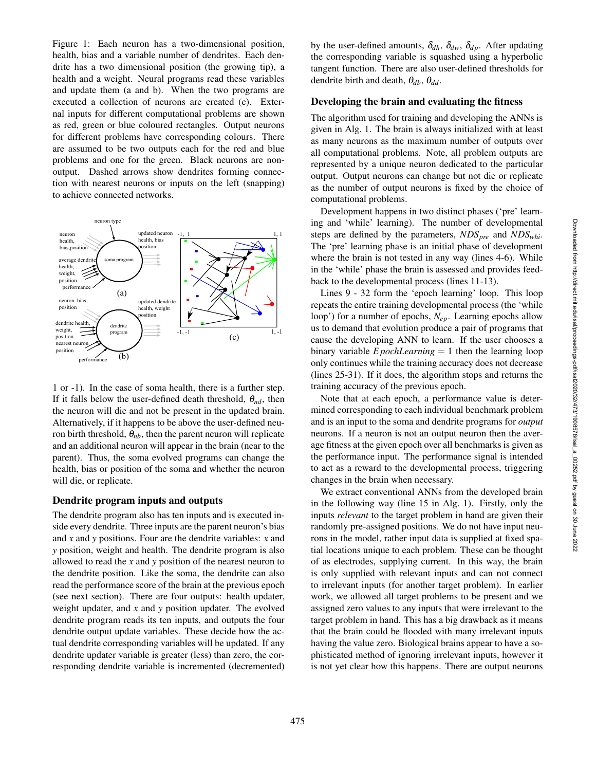Figure 1: Each neuron has a two-dimensional position, health, bias and a variable number of dendrites. Each dendrite has a two dimensional position (the growing tip), a health and a weight. Neural programs read these variables and update them (a and b). When the two programs are executed a collection of neurons are created (c). External inputs for different computational problems are shown as red, green or blue coloured rectangles. Output neurons for different problems have corresponding colours. There are assumed to be two outputs each for the red and blue problems and one for the green. Black neurons are non-output. Dashed arrows show dendrites forming connection with nearest neurons or inputs on the left (snapping) to achieve connected networks.

neuron type
neuron health, bias,position
average dendrite health, weight, position
performance
soma program
updated neuron health, bias position
(a)
neuron bias, position
dendrite health, weight, position
nearest neuron position
performance
dendrite program
updated dendrite health, weight position
(b)
-1, 1
1, 1
-1, -1
1, -1
(c)

1 or -1). In the case of soma health, there is a further step. If it falls below the user-defined death threshold, $\theta_{nd}$, then the neuron will die and not be present in the updated brain. Alternatively, if it happens to be above the user-defined neuron birth threshold, $\theta_{nb}$, then the parent neuron will replicate and an additional neuron will appear in the brain (near to the parent). Thus, the soma evolved programs can change the health, bias or position of the soma and whether the neuron will die, or replicate.

### Dendrite program inputs and outputs

The dendrite program also has ten inputs and is executed inside every dendrite. Three inputs are the parent neuron's bias and $x$ and $y$ positions. Four are the dendrite variables: $x$ and $y$ position, weight and health. The dendrite program is also allowed to read the $x$ and $y$ position of the nearest neuron to the dendrite position. Like the soma, the dendrite can also read the performance score of the brain at the previous epoch (see next section). There are four outputs: health updater, weight updater, and $x$ and $y$ position updater. The evolved dendrite program reads its ten inputs, and outputs the four dendrite output update variables. These decide how the actual dendrite corresponding variables will be updated. If any dendrite updater variable is greater (less) than zero, the corresponding dendrite variable is incremented (decremented) by the user-defined amounts, $\delta_{dh}$, $\delta_{dw}$, $\delta_{dp}$. After updating the corresponding variable is squashed using a hyperbolic tangent function. There are also user-defined thresholds for dendrite birth and death, $\theta_{db}$, $\theta_{dd}$.

### Developing the brain and evaluating the fitness

The algorithm used for training and developing the ANNs is given in Alg. 1. The brain is always initialized with at least as many neurons as the maximum number of outputs over all computational problems. Note, all problem outputs are represented by a unique neuron dedicated to the particular output. Output neurons can change but not die or replicate as the number of output neurons is fixed by the choice of computational problems.

Development happens in two distinct phases ('pre' learning and 'while' learning). The number of developmental steps are defined by the parameters, $NDS_{pre}$ and $NDS_{whi}$. The 'pre' learning phase is an initial phase of development where the brain is not tested in any way (lines 4-6). While in the 'while' phase the brain is assessed and provides feedback to the developmental process (lines 11-13).

Lines 9 - 32 form the 'epoch learning' loop. This loop repeats the entire training developmental process (the 'while loop') for a number of epochs, $N_{ep}$. Learning epochs allow us to demand that evolution produce a pair of programs that cause the developing ANN to learn. If the user chooses a binary variable $EpochLearning = 1$ then the learning loop only continues while the training accuracy does not decrease (lines 25-31). If it does, the algorithm stops and returns the training accuracy of the previous epoch.

Note that at each epoch, a performance value is determined corresponding to each individual benchmark problem and is an input to the soma and dendrite programs for *output* neurons. If a neuron is not an output neuron then the average fitness at the given epoch over all benchmarks is given as the performance input. The performance signal is intended to act as a reward to the developmental process, triggering changes in the brain when necessary.

We extract conventional ANNs from the developed brain in the following way (line 15 in Alg. 1). Firstly, only the inputs *relevant* to the target problem in hand are given their randomly pre-assigned positions. We do not have input neurons in the model, rather input data is supplied at fixed spatial locations unique to each problem. These can be thought of as electrodes, supplying current. In this way, the brain is only supplied with relevant inputs and can not connect to irrelevant inputs (for another target problem). In earlier work, we allowed all target problems to be present and we assigned zero values to any inputs that were irrelevant to the target problem in hand. This has a big drawback as it means that the brain could be flooded with many irrelevant inputs having the value zero. Biological brains appear to have a sophisticated method of ignoring irrelevant inputs, however it is not yet clear how this happens. There are output neurons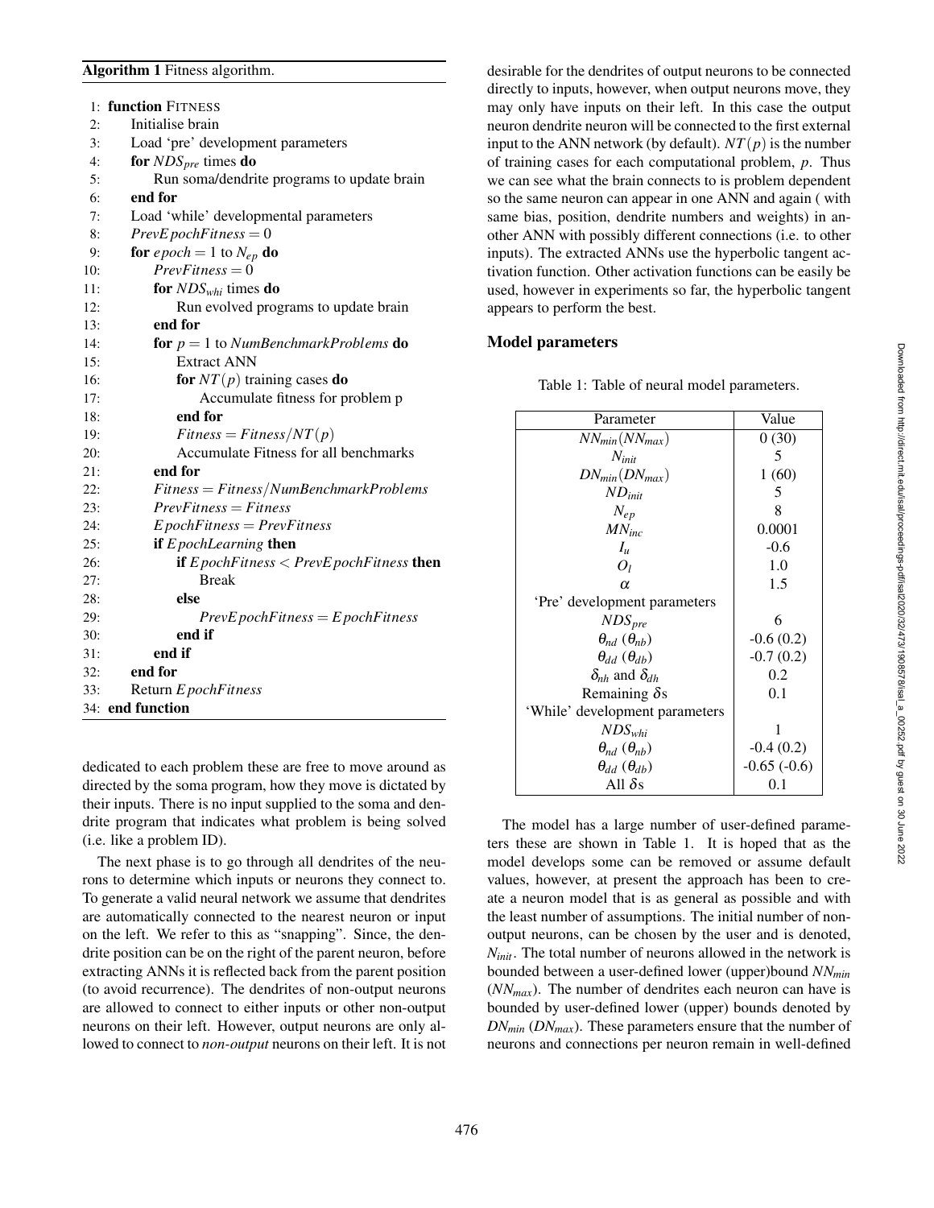**Algorithm 1** Fitness algorithm.

```
1:  function FITNESS
2:      Initialise brain
3:      Load 'pre' development parameters
4:      for NDS_pre times do
5:          Run soma/dendrite programs to update brain
6:      end for
7:      Load 'while' developmental parameters
8:      PrevEpochFitness = 0
9:      for epoch = 1 to N_ep do
10:         PrevFitness = 0
11:         for NDS_whi times do
12:             Run evolved programs to update brain
13:         end for
14:         for p = 1 to NumBenchmarkProblems do
15:             Extract ANN
16:             for NT(p) training cases do
17:                 Accumulate fitness for problem p
18:             end for
19:             Fitness = Fitness/NT(p)
20:             Accumulate Fitness for all benchmarks
21:         end for
22:         Fitness = Fitness/NumBenchmarkProblems
23:         PrevFitness = Fitness
24:         EpochFitness = PrevFitness
25:         if EpochLearning then
26:             if EpochFitness < PrevEpochFitness then
27:                 Break
28:             else
29:                 PrevEpochFitness = EpochFitness
30:             end if
31:         end if
32:     end for
33:     Return EpochFitness
34: end function
```

dedicated to each problem these are free to move around as directed by the soma program, how they move is dictated by their inputs. There is no input supplied to the soma and dendrite program that indicates what problem is being solved (i.e. like a problem ID).

The next phase is to go through all dendrites of the neurons to determine which inputs or neurons they connect to. To generate a valid neural network we assume that dendrites are automatically connected to the nearest neuron or input on the left. We refer to this as "snapping". Since, the dendrite position can be on the right of the parent neuron, before extracting ANNs it is reflected back from the parent position (to avoid recurrence). The dendrites of non-output neurons are allowed to connect to either inputs or other non-output neurons on their left. However, output neurons are only allowed to connect to *non-output* neurons on their left. It is not desirable for the dendrites of output neurons to be connected directly to inputs, however, when output neurons move, they may only have inputs on their left. In this case the output neuron dendrite neuron will be connected to the first external input to the ANN network (by default). $NT(p)$ is the number of training cases for each computational problem, $p$. Thus we can see what the brain connects to is problem dependent so the same neuron can appear in one ANN and again ( with same bias, position, dendrite numbers and weights) in another ANN with possibly different connections (i.e. to other inputs). The extracted ANNs use the hyperbolic tangent activation function. Other activation functions can be easily be used, however in experiments so far, the hyperbolic tangent appears to perform the best.

## Model parameters

Table 1: Table of neural model parameters.

| Parameter | Value |
|---|---|
| $NN_{min}(NN_{max})$ | 0 (30) |
| $N_{init}$ | 5 |
| $DN_{min}(DN_{max})$ | 1 (60) |
| $ND_{init}$ | 5 |
| $N_{ep}$ | 8 |
| $MN_{inc}$ | 0.0001 |
| $I_u$ | -0.6 |
| $O_l$ | 1.0 |
| $\alpha$ | 1.5 |
| 'Pre' development parameters | |
| $NDS_{pre}$ | 6 |
| $\theta_{nd}$ ($\theta_{nb}$) | -0.6 (0.2) |
| $\theta_{dd}$ ($\theta_{db}$) | -0.7 (0.2) |
| $\delta_{nh}$ and $\delta_{dh}$ | 0.2 |
| Remaining $\delta$s | 0.1 |
| 'While' development parameters | |
| $NDS_{whi}$ | 1 |
| $\theta_{nd}$ ($\theta_{nb}$) | -0.4 (0.2) |
| $\theta_{dd}$ ($\theta_{db}$) | -0.65 (-0.6) |
| All $\delta$s | 0.1 |

The model has a large number of user-defined parameters these are shown in Table 1. It is hoped that as the model develops some can be removed or assume default values, however, at present the approach has been to create a neuron model that is as general as possible and with the least number of assumptions. The initial number of non-output neurons, can be chosen by the user and is denoted, $N_{init}$. The total number of neurons allowed in the network is bounded between a user-defined lower (upper)bound $NN_{min}$ ($NN_{max}$). The number of dendrites each neuron can have is bounded by user-defined lower (upper) bounds denoted by $DN_{min}$ ($DN_{max}$). These parameters ensure that the number of neurons and connections per neuron remain in well-defined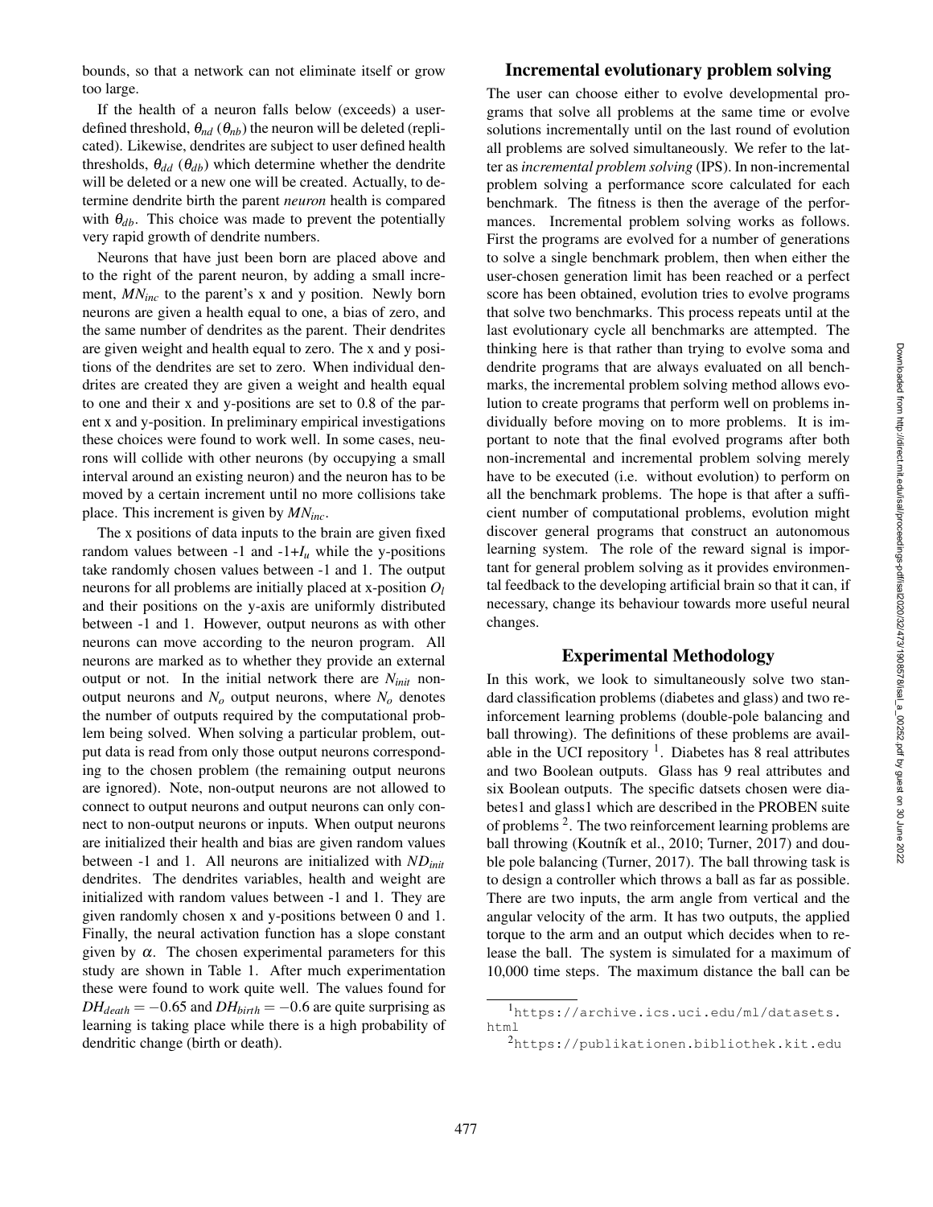bounds, so that a network can not eliminate itself or grow too large.

If the health of a neuron falls below (exceeds) a user-defined threshold, $\theta_{nd}$ ($\theta_{nb}$) the neuron will be deleted (replicated). Likewise, dendrites are subject to user defined health thresholds, $\theta_{dd}$ ($\theta_{db}$) which determine whether the dendrite will be deleted or a new one will be created. Actually, to determine dendrite birth the parent *neuron* health is compared with $\theta_{db}$. This choice was made to prevent the potentially very rapid growth of dendrite numbers.

Neurons that have just been born are placed above and to the right of the parent neuron, by adding a small increment, $MN_{inc}$ to the parent's x and y position. Newly born neurons are given a health equal to one, a bias of zero, and the same number of dendrites as the parent. Their dendrites are given weight and health equal to zero. The x and y positions of the dendrites are set to zero. When individual dendrites are created they are given a weight and health equal to one and their x and y-positions are set to 0.8 of the parent x and y-position. In preliminary empirical investigations these choices were found to work well. In some cases, neurons will collide with other neurons (by occupying a small interval around an existing neuron) and the neuron has to be moved by a certain increment until no more collisions take place. This increment is given by $MN_{inc}$.

The x positions of data inputs to the brain are given fixed random values between -1 and -1+$I_u$ while the y-positions take randomly chosen values between -1 and 1. The output neurons for all problems are initially placed at x-position $O_l$ and their positions on the y-axis are uniformly distributed between -1 and 1. However, output neurons as with other neurons can move according to the neuron program. All neurons are marked as to whether they provide an external output or not. In the initial network there are $N_{init}$ non-output neurons and $N_o$ output neurons, where $N_o$ denotes the number of outputs required by the computational problem being solved. When solving a particular problem, output data is read from only those output neurons corresponding to the chosen problem (the remaining output neurons are ignored). Note, non-output neurons are not allowed to connect to output neurons and output neurons can only connect to non-output neurons or inputs. When output neurons are initialized their health and bias are given random values between -1 and 1. All neurons are initialized with $ND_{init}$ dendrites. The dendrites variables, health and weight are initialized with random values between -1 and 1. They are given randomly chosen x and y-positions between 0 and 1. Finally, the neural activation function has a slope constant given by $\alpha$. The chosen experimental parameters for this study are shown in Table 1. After much experimentation these were found to work quite well. The values found for $DH_{death} = -0.65$ and $DH_{birth} = -0.6$ are quite surprising as learning is taking place while there is a high probability of dendritic change (birth or death).

## Incremental evolutionary problem solving

The user can choose either to evolve developmental programs that solve all problems at the same time or evolve solutions incrementally until on the last round of evolution all problems are solved simultaneously. We refer to the latter as *incremental problem solving* (IPS). In non-incremental problem solving a performance score calculated for each benchmark. The fitness is then the average of the performances. Incremental problem solving works as follows. First the programs are evolved for a number of generations to solve a single benchmark problem, then when either the user-chosen generation limit has been reached or a perfect score has been obtained, evolution tries to evolve programs that solve two benchmarks. This process repeats until at the last evolutionary cycle all benchmarks are attempted. The thinking here is that rather than trying to evolve soma and dendrite programs that are always evaluated on all benchmarks, the incremental problem solving method allows evolution to create programs that perform well on problems individually before moving on to more problems. It is important to note that the final evolved programs after both non-incremental and incremental problem solving merely have to be executed (i.e. without evolution) to perform on all the benchmark problems. The hope is that after a sufficient number of computational problems, evolution might discover general programs that construct an autonomous learning system. The role of the reward signal is important for general problem solving as it provides environmental feedback to the developing artificial brain so that it can, if necessary, change its behaviour towards more useful neural changes.

## Experimental Methodology

In this work, we look to simultaneously solve two standard classification problems (diabetes and glass) and two reinforcement learning problems (double-pole balancing and ball throwing). The definitions of these problems are available in the UCI repository [1]. Diabetes has 8 real attributes and two Boolean outputs. Glass has 9 real attributes and six Boolean outputs. The specific datsets chosen were diabetes1 and glass1 which are described in the PROBEN suite of problems [2]. The two reinforcement learning problems are ball throwing (Koutník et al., 2010; Turner, 2017) and double pole balancing (Turner, 2017). The ball throwing task is to design a controller which throws a ball as far as possible. There are two inputs, the arm angle from vertical and the angular velocity of the arm. It has two outputs, the applied torque to the arm and an output which decides when to release the ball. The system is simulated for a maximum of 10,000 time steps. The maximum distance the ball can be

[1] https://archive.ics.uci.edu/ml/datasets.html

[2] https://publikationen.bibliothek.kit.edu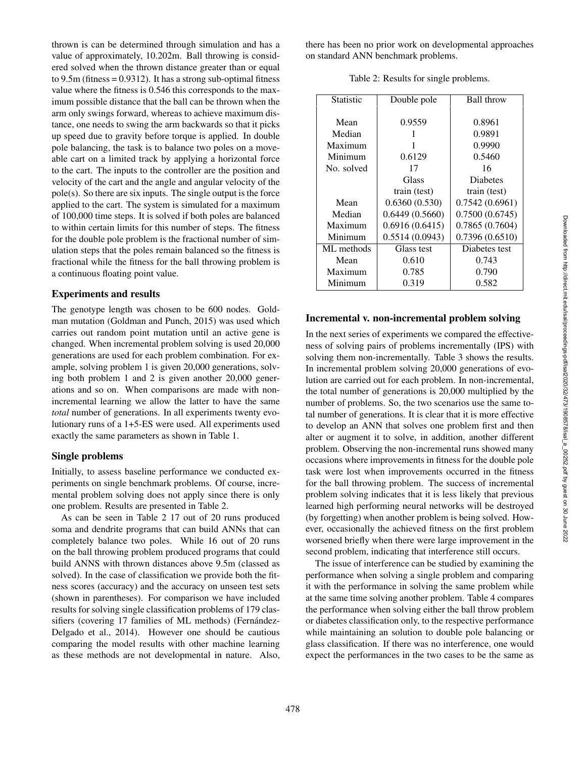thrown is can be determined through simulation and has a value of approximately, 10.202m. Ball throwing is considered solved when the thrown distance greater than or equal to 9.5m (fitness = 0.9312). It has a strong sub-optimal fitness value where the fitness is 0.546 this corresponds to the maximum possible distance that the ball can be thrown when the arm only swings forward, whereas to achieve maximum distance, one needs to swing the arm backwards so that it picks up speed due to gravity before torque is applied. In double pole balancing, the task is to balance two poles on a moveable cart on a limited track by applying a horizontal force to the cart. The inputs to the controller are the position and velocity of the cart and the angle and angular velocity of the pole(s). So there are six inputs. The single output is the force applied to the cart. The system is simulated for a maximum of 100,000 time steps. It is solved if both poles are balanced to within certain limits for this number of steps. The fitness for the double pole problem is the fractional number of simulation steps that the poles remain balanced so the fitness is fractional while the fitness for the ball throwing problem is a continuous floating point value.

## Experiments and results

The genotype length was chosen to be 600 nodes. Goldman mutation (Goldman and Punch, 2015) was used which carries out random point mutation until an active gene is changed. When incremental problem solving is used 20,000 generations are used for each problem combination. For example, solving problem 1 is given 20,000 generations, solving both problem 1 and 2 is given another 20,000 generations and so on. When comparisons are made with non-incremental learning we allow the latter to have the same *total* number of generations. In all experiments twenty evolutionary runs of a 1+5-ES were used. All experiments used exactly the same parameters as shown in Table 1.

## Single problems

Initially, to assess baseline performance we conducted experiments on single benchmark problems. Of course, incremental problem solving does not apply since there is only one problem. Results are presented in Table 2.

As can be seen in Table 2 17 out of 20 runs produced soma and dendrite programs that can build ANNs that can completely balance two poles. While 16 out of 20 runs on the ball throwing problem produced programs that could build ANNS with thrown distances above 9.5m (classed as solved). In the case of classification we provide both the fitness scores (accuracy) and the accuracy on unseen test sets (shown in parentheses). For comparison we have included results for solving single classification problems of 179 classifiers (covering 17 families of ML methods) (Fernández-Delgado et al., 2014). However one should be cautious comparing the model results with other machine learning as these methods are not developmental in nature. Also, there has been no prior work on developmental approaches on standard ANN benchmark problems.

Table 2: Results for single problems.

| Statistic | Double pole | Ball throw |
|---|---|---|
| Mean | 0.9559 | 0.8961 |
| Median | 1 | 0.9891 |
| Maximum | 1 | 0.9990 |
| Minimum | 0.6129 | 0.5460 |
| No. solved | 17 | 16 |
| | Glass train (test) | Diabetes train (test) |
| Mean | 0.6360 (0.530) | 0.7542 (0.6961) |
| Median | 0.6449 (0.5660) | 0.7500 (0.6745) |
| Maximum | 0.6916 (0.6415) | 0.7865 (0.7604) |
| Minimum | 0.5514 (0.0943) | 0.7396 (0.6510) |
| ML methods | Glass test | Diabetes test |
| Mean | 0.610 | 0.743 |
| Maximum | 0.785 | 0.790 |
| Minimum | 0.319 | 0.582 |

## Incremental v. non-incremental problem solving

In the next series of experiments we compared the effectiveness of solving pairs of problems incrementally (IPS) with solving them non-incrementally. Table 3 shows the results. In incremental problem solving 20,000 generations of evolution are carried out for each problem. In non-incremental, the total number of generations is 20,000 multiplied by the number of problems. So, the two scenarios use the same total number of generations. It is clear that it is more effective to develop an ANN that solves one problem first and then alter or augment it to solve, in addition, another different problem. Observing the non-incremental runs showed many occasions where improvements in fitness for the double pole task were lost when improvements occurred in the fitness for the ball throwing problem. The success of incremental problem solving indicates that it is less likely that previous learned high performing neural networks will be destroyed (by forgetting) when another problem is being solved. However, occasionally the achieved fitness on the first problem worsened briefly when there were large improvement in the second problem, indicating that interference still occurs.

The issue of interference can be studied by examining the performance when solving a single problem and comparing it with the performance in solving the same problem while at the same time solving another problem. Table 4 compares the performance when solving either the ball throw problem or diabetes classification only, to the respective performance while maintaining an solution to double pole balancing or glass classification. If there was no interference, one would expect the performances in the two cases to be the same as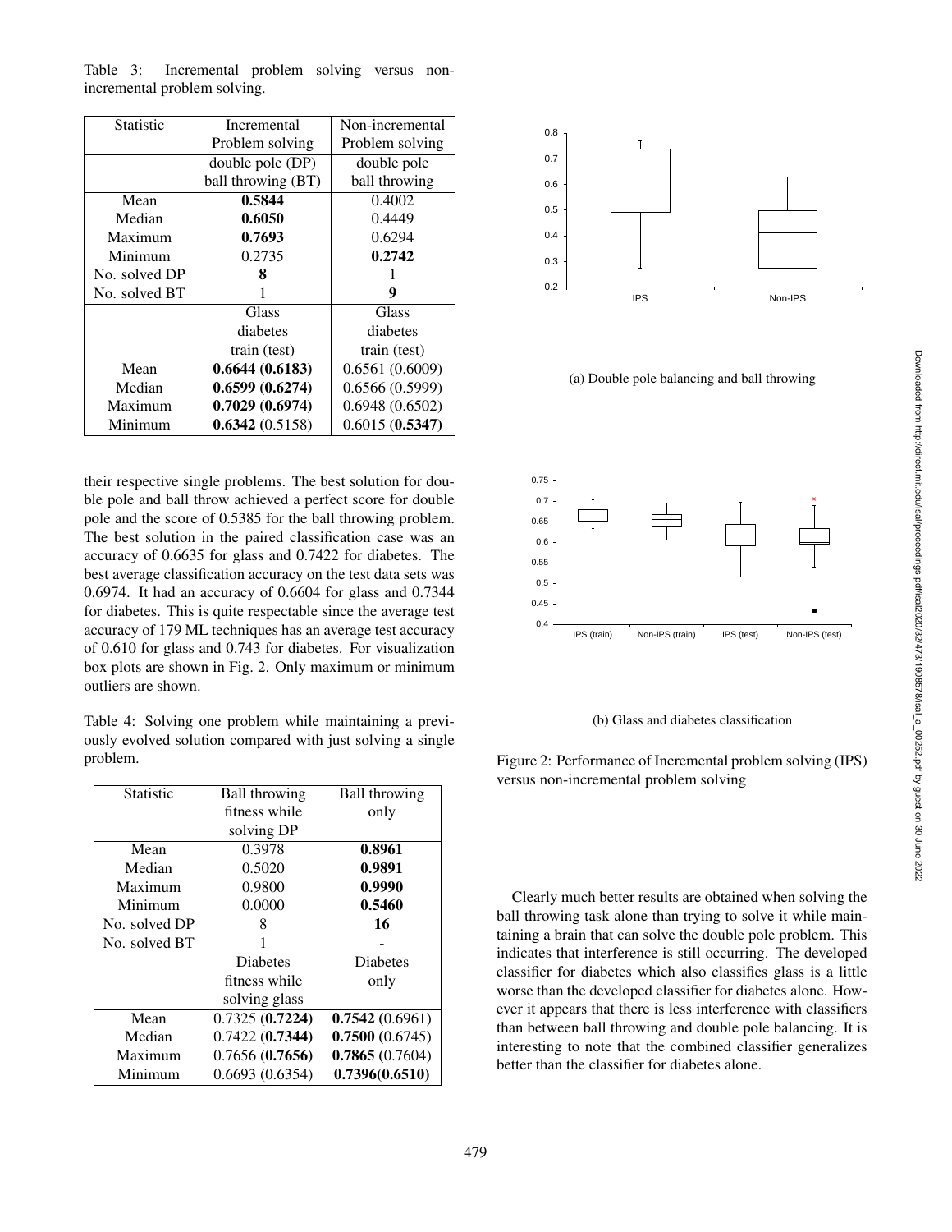Table 3: Incremental problem solving versus non-incremental problem solving.

| Statistic | Incremental Problem solving | Non-incremental Problem solving |
|---|---|---|
| | double pole (DP) ball throwing (BT) | double pole ball throwing |
| Mean | **0.5844** | 0.4002 |
| Median | **0.6050** | 0.4449 |
| Maximum | **0.7693** | 0.6294 |
| Minimum | 0.2735 | **0.2742** |
| No. solved DP | **8** | 1 |
| No. solved BT | 1 | **9** |
| | Glass diabetes train (test) | Glass diabetes train (test) |
| Mean | **0.6644 (0.6183)** | 0.6561 (0.6009) |
| Median | **0.6599 (0.6274)** | 0.6566 (0.5999) |
| Maximum | **0.7029 (0.6974)** | 0.6948 (0.6502) |
| Minimum | **0.6342** (0.5158) | 0.6015 (**0.5347**) |

their respective single problems. The best solution for double pole and ball throw achieved a perfect score for double pole and the score of 0.5385 for the ball throwing problem. The best solution in the paired classification case was an accuracy of 0.6635 for glass and 0.7422 for diabetes. The best average classification accuracy on the test data sets was 0.6974. It had an accuracy of 0.6604 for glass and 0.7344 for diabetes. This is quite respectable since the average test accuracy of 179 ML techniques has an average test accuracy of 0.610 for glass and 0.743 for diabetes. For visualization box plots are shown in Fig. 2. Only maximum or minimum outliers are shown.

Table 4: Solving one problem while maintaining a previously evolved solution compared with just solving a single problem.

| Statistic | Ball throwing fitness while solving DP | Ball throwing only |
|---|---|---|
| Mean | 0.3978 | **0.8961** |
| Median | 0.5020 | **0.9891** |
| Maximum | 0.9800 | **0.9990** |
| Minimum | 0.0000 | **0.5460** |
| No. solved DP | 8 | **16** |
| No. solved BT | 1 | - |
| | Diabetes fitness while solving glass | Diabetes only |
| Mean | 0.7325 (**0.7224**) | **0.7542** (0.6961) |
| Median | 0.7422 (**0.7344**) | **0.7500** (0.6745) |
| Maximum | 0.7656 (**0.7656**) | **0.7865** (0.7604) |
| Minimum | 0.6693 (0.6354) | **0.7396(0.6510)** |

0.8
0.7
0.6
0.5
0.4
0.3
0.2
IPS
Non-IPS

(a) Double pole balancing and ball throwing

0.75
0.7
0.65
0.6
0.55
0.5
0.45
0.4
IPS (train)
Non-IPS (train)
IPS (test)
Non-IPS (test)

(b) Glass and diabetes classification

Figure 2: Performance of Incremental problem solving (IPS) versus non-incremental problem solving

Clearly much better results are obtained when solving the ball throwing task alone than trying to solve it while maintaining a brain that can solve the double pole problem. This indicates that interference is still occurring. The developed classifier for diabetes which also classifies glass is a little worse than the developed classifier for diabetes alone. However it appears that there is less interference with classifiers than between ball throwing and double pole balancing. It is interesting to note that the combined classifier generalizes better than the classifier for diabetes alone.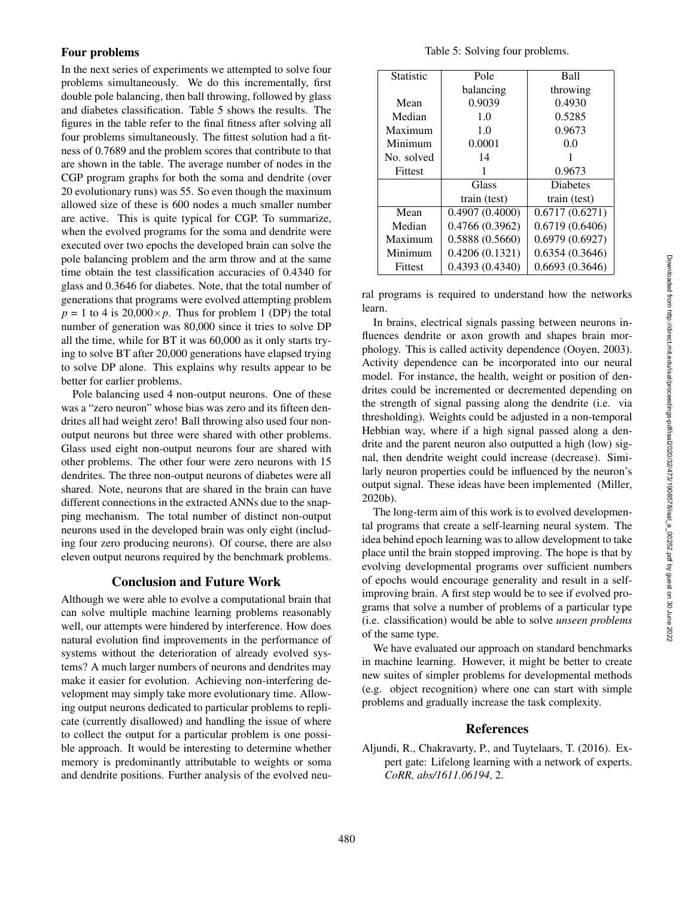## Four problems

In the next series of experiments we attempted to solve four problems simultaneously. We do this incrementally, first double pole balancing, then ball throwing, followed by glass and diabetes classification. Table 5 shows the results. The figures in the table refer to the final fitness after solving all four problems simultaneously. The fittest solution had a fitness of 0.7689 and the problem scores that contribute to that are shown in the table. The average number of nodes in the CGP program graphs for both the soma and dendrite (over 20 evolutionary runs) was 55. So even though the maximum allowed size of these is 600 nodes a much smaller number are active. This is quite typical for CGP. To summarize, when the evolved programs for the soma and dendrite were executed over two epochs the developed brain can solve the pole balancing problem and the arm throw and at the same time obtain the test classification accuracies of 0.4340 for glass and 0.3646 for diabetes. Note, that the total number of generations that programs were evolved attempting problem $p$ = 1 to 4 is $20{,}000 \times p$. Thus for problem 1 (DP) the total number of generation was 80,000 since it tries to solve DP all the time, while for BT it was 60,000 as it only starts trying to solve BT after 20,000 generations have elapsed trying to solve DP alone. This explains why results appear to be better for earlier problems.

Pole balancing used 4 non-output neurons. One of these was a "zero neuron" whose bias was zero and its fifteen dendrites all had weight zero! Ball throwing also used four non-output neurons but three were shared with other problems. Glass used eight non-output neurons four are shared with other problems. The other four were zero neurons with 15 dendrites. The three non-output neurons of diabetes were all shared. Note, neurons that are shared in the brain can have different connections in the extracted ANNs due to the snapping mechanism. The total number of distinct non-output neurons used in the developed brain was only eight (including four zero producing neurons). Of course, there are also eleven output neurons required by the benchmark problems.

Table 5: Solving four problems.

| Statistic | Pole balancing | Ball throwing |
|---|---|---|
| Mean | 0.9039 | 0.4930 |
| Median | 1.0 | 0.5285 |
| Maximum | 1.0 | 0.9673 |
| Minimum | 0.0001 | 0.0 |
| No. solved | 14 | 1 |
| Fittest | 1 | 0.9673 |
| | Glass train (test) | Diabetes train (test) |
| Mean | 0.4907 (0.4000) | 0.6717 (0.6271) |
| Median | 0.4766 (0.3962) | 0.6719 (0.6406) |
| Maximum | 0.5888 (0.5660) | 0.6979 (0.6927) |
| Minimum | 0.4206 (0.1321) | 0.6354 (0.3646) |
| Fittest | 0.4393 (0.4340) | 0.6693 (0.3646) |

## Conclusion and Future Work

Although we were able to evolve a computational brain that can solve multiple machine learning problems reasonably well, our attempts were hindered by interference. How does natural evolution find improvements in the performance of systems without the deterioration of already evolved systems? A much larger numbers of neurons and dendrites may make it easier for evolution. Achieving non-interfering development may simply take more evolutionary time. Allowing output neurons dedicated to particular problems to replicate (currently disallowed) and handling the issue of where to collect the output for a particular problem is one possible approach. It would be interesting to determine whether memory is predominantly attributable to weights or soma and dendrite positions. Further analysis of the evolved neural programs is required to understand how the networks learn.

In brains, electrical signals passing between neurons influences dendrite or axon growth and shapes brain morphology. This is called activity dependence (Ooyen, 2003). Activity dependence can be incorporated into our neural model. For instance, the health, weight or position of dendrites could be incremented or decremented depending on the strength of signal passing along the dendrite (i.e. via thresholding). Weights could be adjusted in a non-temporal Hebbian way, where if a high signal passed along a dendrite and the parent neuron also outputted a high (low) signal, then dendrite weight could increase (decrease). Similarly neuron properties could be influenced by the neuron's output signal. These ideas have been implemented (Miller, 2020b).

The long-term aim of this work is to evolved developmental programs that create a self-learning neural system. The idea behind epoch learning was to allow development to take place until the brain stopped improving. The hope is that by evolving developmental programs over sufficient numbers of epochs would encourage generality and result in a self-improving brain. A first step would be to see if evolved programs that solve a number of problems of a particular type (i.e. classification) would be able to solve *unseen problems* of the same type.

We have evaluated our approach on standard benchmarks in machine learning. However, it might be better to create new suites of simpler problems for developmental methods (e.g. object recognition) where one can start with simple problems and gradually increase the task complexity.

## References

Aljundi, R., Chakravarty, P., and Tuytelaars, T. (2016). Expert gate: Lifelong learning with a network of experts. *CoRR, abs/1611.06194*, 2.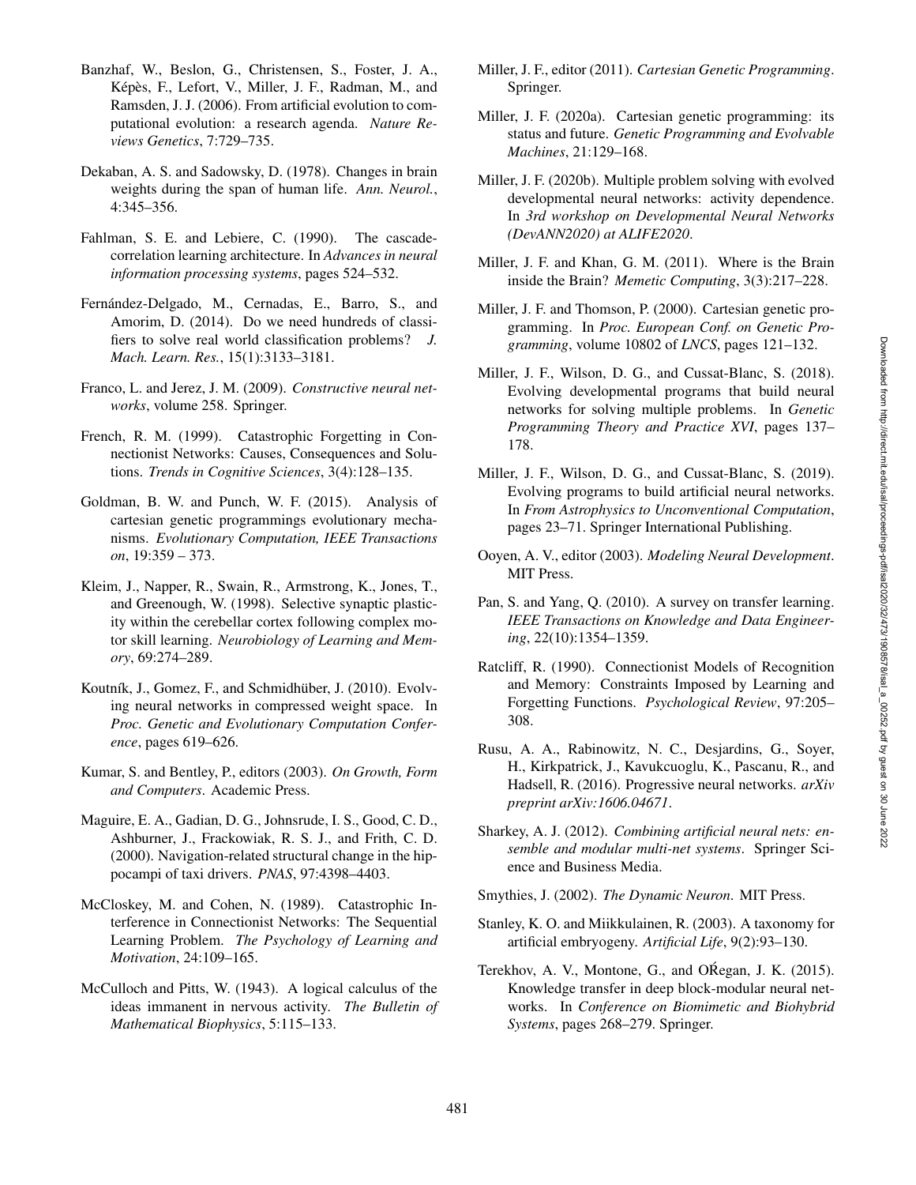Banzhaf, W., Beslon, G., Christensen, S., Foster, J. A., Képès, F., Lefort, V., Miller, J. F., Radman, M., and Ramsden, J. J. (2006). From artificial evolution to computational evolution: a research agenda. *Nature Reviews Genetics*, 7:729–735.

Dekaban, A. S. and Sadowsky, D. (1978). Changes in brain weights during the span of human life. *Ann. Neurol.*, 4:345–356.

Fahlman, S. E. and Lebiere, C. (1990). The cascade-correlation learning architecture. In *Advances in neural information processing systems*, pages 524–532.

Fernández-Delgado, M., Cernadas, E., Barro, S., and Amorim, D. (2014). Do we need hundreds of classifiers to solve real world classification problems? *J. Mach. Learn. Res.*, 15(1):3133–3181.

Franco, L. and Jerez, J. M. (2009). *Constructive neural networks*, volume 258. Springer.

French, R. M. (1999). Catastrophic Forgetting in Connectionist Networks: Causes, Consequences and Solutions. *Trends in Cognitive Sciences*, 3(4):128–135.

Goldman, B. W. and Punch, W. F. (2015). Analysis of cartesian genetic programmings evolutionary mechanisms. *Evolutionary Computation, IEEE Transactions on*, 19:359 – 373.

Kleim, J., Napper, R., Swain, R., Armstrong, K., Jones, T., and Greenough, W. (1998). Selective synaptic plasticity within the cerebellar cortex following complex motor skill learning. *Neurobiology of Learning and Memory*, 69:274–289.

Koutník, J., Gomez, F., and Schmidhüber, J. (2010). Evolving neural networks in compressed weight space. In *Proc. Genetic and Evolutionary Computation Conference*, pages 619–626.

Kumar, S. and Bentley, P., editors (2003). *On Growth, Form and Computers*. Academic Press.

Maguire, E. A., Gadian, D. G., Johnsrude, I. S., Good, C. D., Ashburner, J., Frackowiak, R. S. J., and Frith, C. D. (2000). Navigation-related structural change in the hippocampi of taxi drivers. *PNAS*, 97:4398–4403.

McCloskey, M. and Cohen, N. (1989). Catastrophic Interference in Connectionist Networks: The Sequential Learning Problem. *The Psychology of Learning and Motivation*, 24:109–165.

McCulloch and Pitts, W. (1943). A logical calculus of the ideas immanent in nervous activity. *The Bulletin of Mathematical Biophysics*, 5:115–133.

Miller, J. F., editor (2011). *Cartesian Genetic Programming*. Springer.

Miller, J. F. (2020a). Cartesian genetic programming: its status and future. *Genetic Programming and Evolvable Machines*, 21:129–168.

Miller, J. F. (2020b). Multiple problem solving with evolved developmental neural networks: activity dependence. In *3rd workshop on Developmental Neural Networks (DevANN2020) at ALIFE2020*.

Miller, J. F. and Khan, G. M. (2011). Where is the Brain inside the Brain? *Memetic Computing*, 3(3):217–228.

Miller, J. F. and Thomson, P. (2000). Cartesian genetic programming. In *Proc. European Conf. on Genetic Programming*, volume 10802 of *LNCS*, pages 121–132.

Miller, J. F., Wilson, D. G., and Cussat-Blanc, S. (2018). Evolving developmental programs that build neural networks for solving multiple problems. In *Genetic Programming Theory and Practice XVI*, pages 137–178.

Miller, J. F., Wilson, D. G., and Cussat-Blanc, S. (2019). Evolving programs to build artificial neural networks. In *From Astrophysics to Unconventional Computation*, pages 23–71. Springer International Publishing.

Ooyen, A. V., editor (2003). *Modeling Neural Development*. MIT Press.

Pan, S. and Yang, Q. (2010). A survey on transfer learning. *IEEE Transactions on Knowledge and Data Engineering*, 22(10):1354–1359.

Ratcliff, R. (1990). Connectionist Models of Recognition and Memory: Constraints Imposed by Learning and Forgetting Functions. *Psychological Review*, 97:205–308.

Rusu, A. A., Rabinowitz, N. C., Desjardins, G., Soyer, H., Kirkpatrick, J., Kavukcuoglu, K., Pascanu, R., and Hadsell, R. (2016). Progressive neural networks. *arXiv preprint arXiv:1606.04671*.

Sharkey, A. J. (2012). *Combining artificial neural nets: ensemble and modular multi-net systems*. Springer Science and Business Media.

Smythies, J. (2002). *The Dynamic Neuron*. MIT Press.

Stanley, K. O. and Miikkulainen, R. (2003). A taxonomy for artificial embryogeny. *Artificial Life*, 9(2):93–130.

Terekhov, A. V., Montone, G., and OŔegan, J. K. (2015). Knowledge transfer in deep block-modular neural networks. In *Conference on Biomimetic and Biohybrid Systems*, pages 268–279. Springer.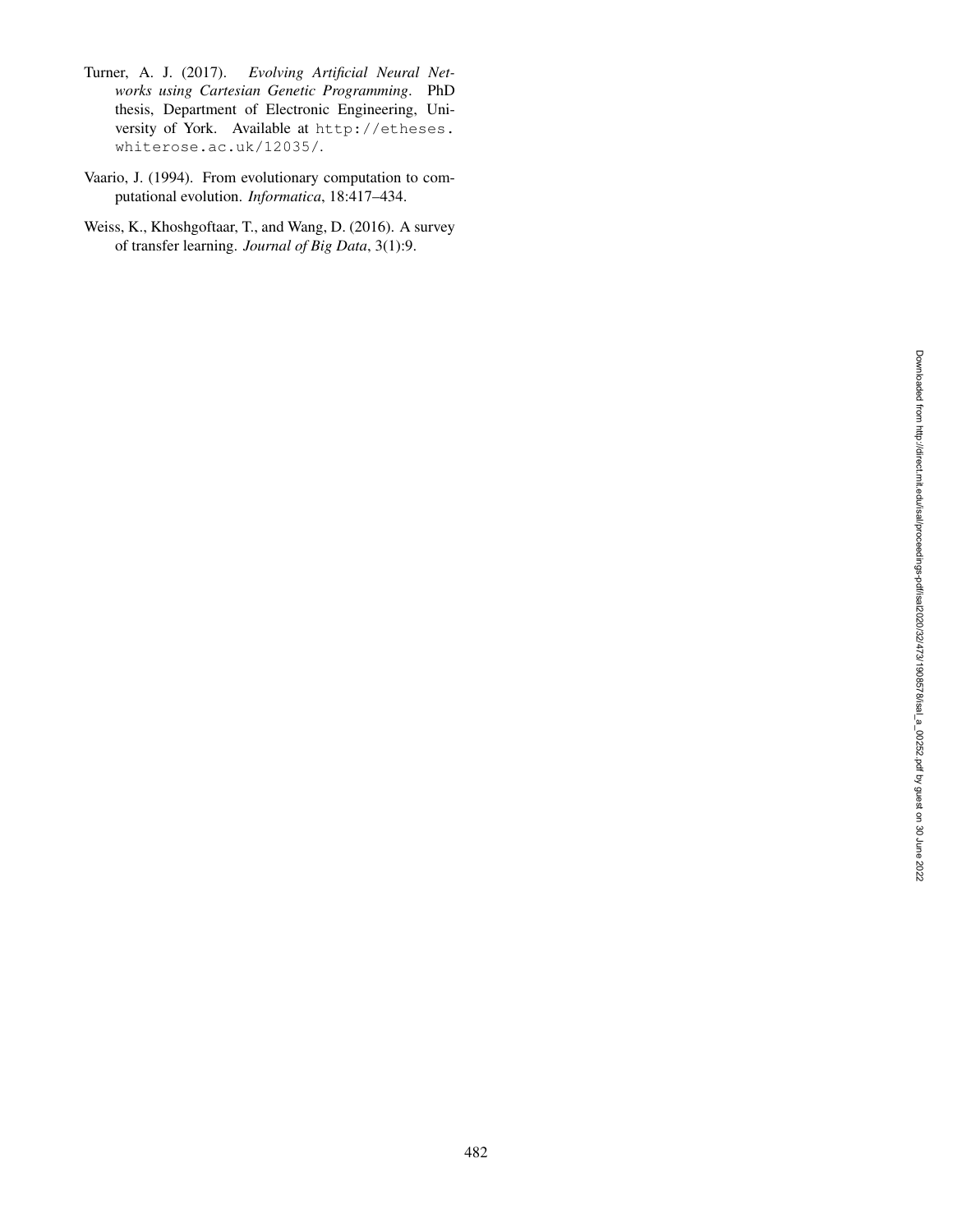Turner, A. J. (2017). *Evolving Artificial Neural Networks using Cartesian Genetic Programming*. PhD thesis, Department of Electronic Engineering, University of York. Available at http://etheses.whiterose.ac.uk/12035/.

Vaario, J. (1994). From evolutionary computation to computational evolution. *Informatica*, 18:417–434.

Weiss, K., Khoshgoftaar, T., and Wang, D. (2016). A survey of transfer learning. *Journal of Big Data*, 3(1):9.